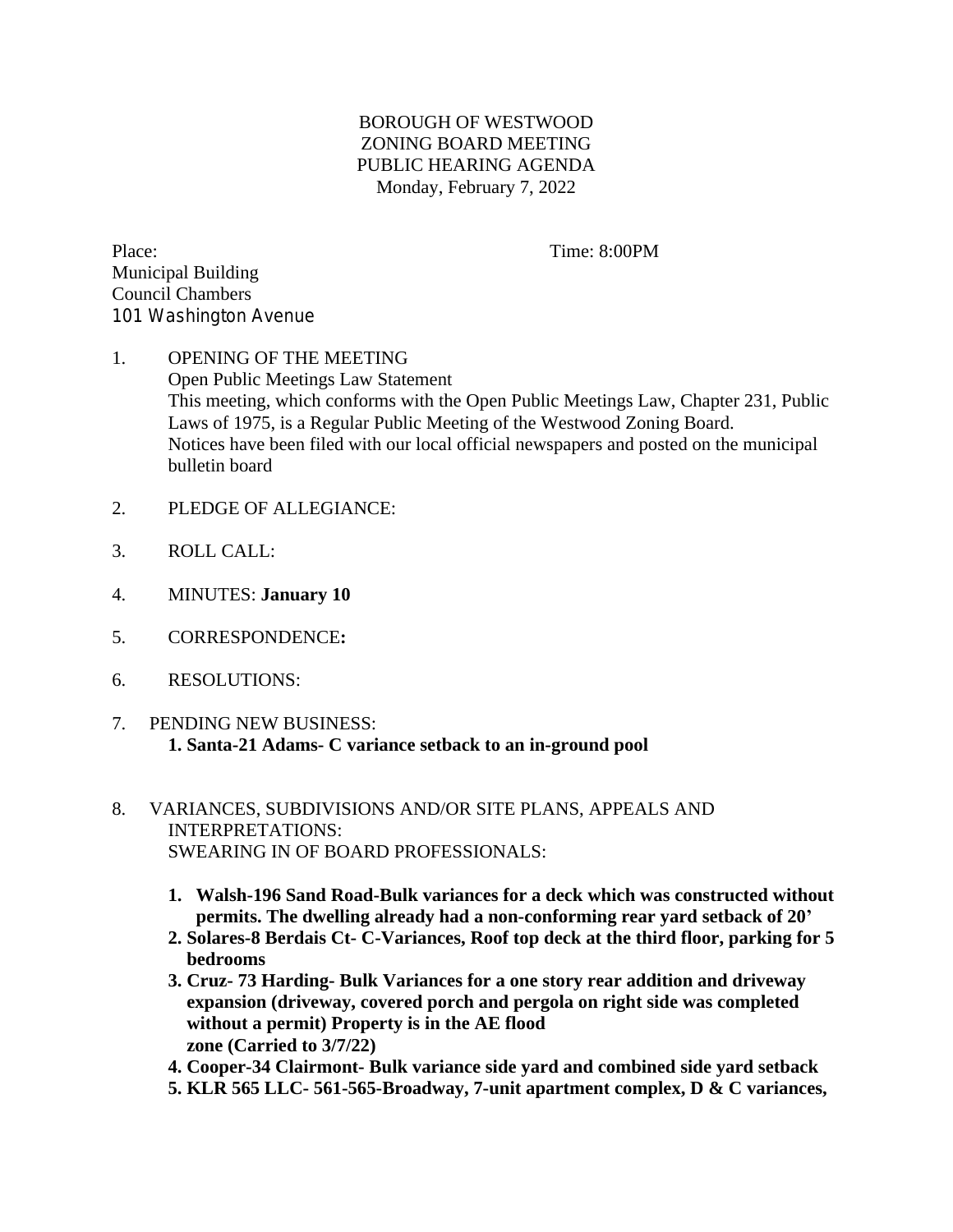BOROUGH OF WESTWOOD
ZONING BOARD MEETING
PUBLIC HEARING AGENDA
Monday, February 7, 2022

Place: Time: 8:00PM
Municipal Building
Council Chambers
101 Washington Avenue

1. OPENING OF THE MEETING
   Open Public Meetings Law Statement
   This meeting, which conforms with the Open Public Meetings Law, Chapter 231, Public Laws of 1975, is a Regular Public Meeting of the Westwood Zoning Board.
   Notices have been filed with our local official newspapers and posted on the municipal bulletin board

2. PLEDGE OF ALLEGIANCE:

3. ROLL CALL:

4. MINUTES: **January 10**

5. CORRESPONDENCE**:**

6. RESOLUTIONS:

7. PENDING NEW BUSINESS:
   **1. Santa-21 Adams- C variance setback to an in-ground pool**

8. VARIANCES, SUBDIVISIONS AND/OR SITE PLANS, APPEALS AND INTERPRETATIONS:
   SWEARING IN OF BOARD PROFESSIONALS:

   **1. Walsh-196 Sand Road-Bulk variances for a deck which was constructed without permits. The dwelling already had a non-conforming rear yard setback of 20'**
   **2. Solares-8 Berdais Ct- C-Variances, Roof top deck at the third floor, parking for 5 bedrooms**
   **3. Cruz- 73 Harding- Bulk Variances for a one story rear addition and driveway expansion (driveway, covered porch and pergola on right side was completed without a permit) Property is in the AE flood zone (Carried to 3/7/22)**
   **4. Cooper-34 Clairmont- Bulk variance side yard and combined side yard setback**
   **5. KLR 565 LLC- 561-565-Broadway, 7-unit apartment complex, D & C variances,**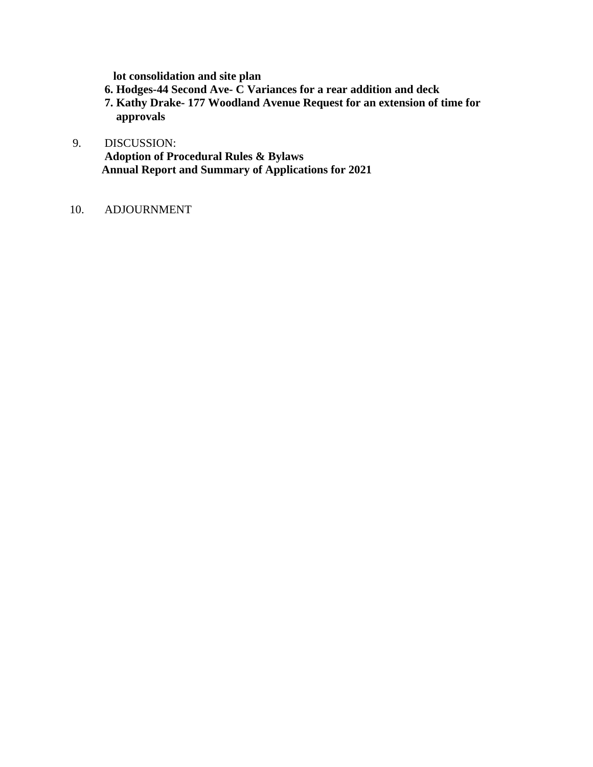**lot consolidation and site plan**

6. **Hodges-44 Second Ave- C Variances for a rear addition and deck**
7. **Kathy Drake- 177 Woodland Avenue Request for an extension of time for approvals**

9. DISCUSSION:
   **Adoption of Procedural Rules & Bylaws**
   **Annual Report and Summary of Applications for 2021**

10. ADJOURNMENT